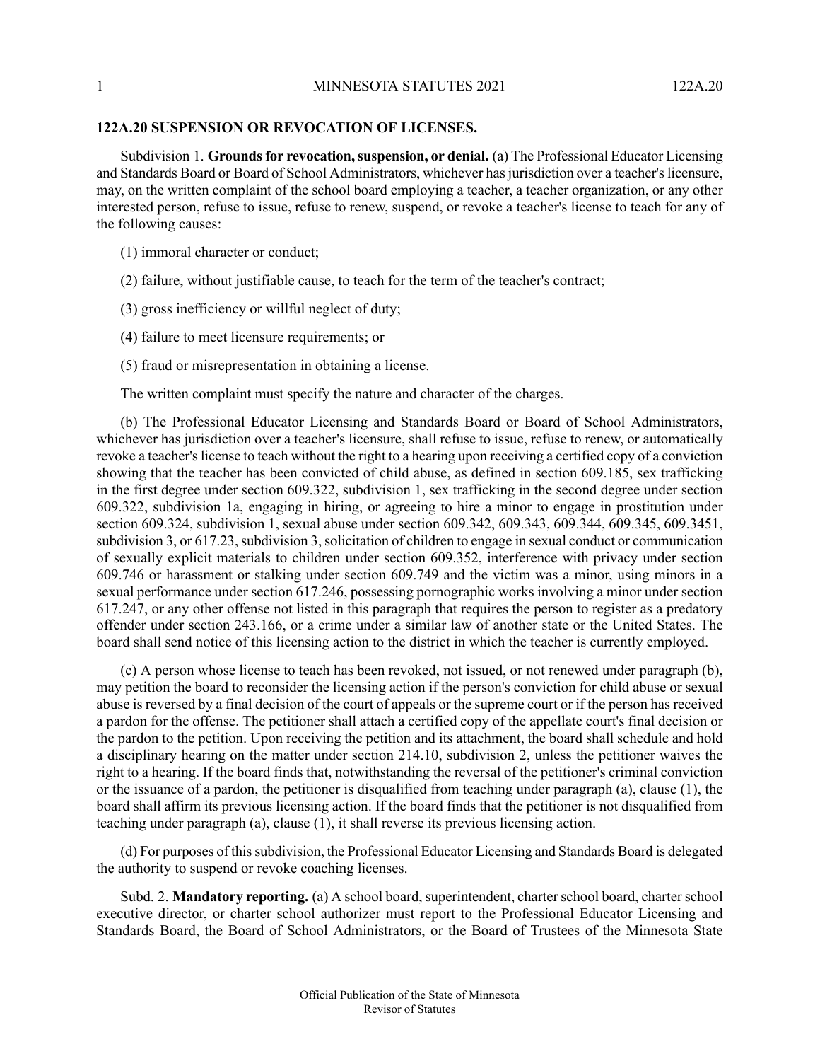## 122A.20 SUSPENSION OR REVOCATION OF LICENSES.

Subdivision 1. **Grounds for revocation, suspension, or denial.** (a) The Professional Educator Licensing and Standards Board or Board of School Administrators, whichever has jurisdiction over a teacher's licensure, may, on the written complaint of the school board employing a teacher, a teacher organization, or any other interested person, refuse to issue, refuse to renew, suspend, or revoke a teacher's license to teach for any of the following causes:

(1) immoral character or conduct;

(2) failure, without justifiable cause, to teach for the term of the teacher's contract;

(3) gross inefficiency or willful neglect of duty;

(4) failure to meet licensure requirements; or

(5) fraud or misrepresentation in obtaining a license.

The written complaint must specify the nature and character of the charges.

(b) The Professional Educator Licensing and Standards Board or Board of School Administrators, whichever has jurisdiction over a teacher's licensure, shall refuse to issue, refuse to renew, or automatically revoke a teacher's license to teach without the right to a hearing upon receiving a certified copy of a conviction showing that the teacher has been convicted of child abuse, as defined in section 609.185, sex trafficking in the first degree under section 609.322, subdivision 1, sex trafficking in the second degree under section 609.322, subdivision 1a, engaging in hiring, or agreeing to hire a minor to engage in prostitution under section 609.324, subdivision 1, sexual abuse under section 609.342, 609.343, 609.344, 609.345, 609.3451, subdivision 3, or 617.23, subdivision 3, solicitation of children to engage in sexual conduct or communication of sexually explicit materials to children under section 609.352, interference with privacy under section 609.746 or harassment or stalking under section 609.749 and the victim was a minor, using minors in a sexual performance under section 617.246, possessing pornographic works involving a minor under section 617.247, or any other offense not listed in this paragraph that requires the person to register as a predatory offender under section 243.166, or a crime under a similar law of another state or the United States. The board shall send notice of this licensing action to the district in which the teacher is currently employed.

(c) A person whose license to teach has been revoked, not issued, or not renewed under paragraph (b), may petition the board to reconsider the licensing action if the person's conviction for child abuse or sexual abuse is reversed by a final decision of the court of appeals or the supreme court or if the person has received a pardon for the offense. The petitioner shall attach a certified copy of the appellate court's final decision or the pardon to the petition. Upon receiving the petition and its attachment, the board shall schedule and hold a disciplinary hearing on the matter under section 214.10, subdivision 2, unless the petitioner waives the right to a hearing. If the board finds that, notwithstanding the reversal of the petitioner's criminal conviction or the issuance of a pardon, the petitioner is disqualified from teaching under paragraph (a), clause (1), the board shall affirm its previous licensing action. If the board finds that the petitioner is not disqualified from teaching under paragraph (a), clause (1), it shall reverse its previous licensing action.

(d) For purposes of this subdivision, the Professional Educator Licensing and Standards Board is delegated the authority to suspend or revoke coaching licenses.

Subd. 2. **Mandatory reporting.** (a) A school board, superintendent, charter school board, charter school executive director, or charter school authorizer must report to the Professional Educator Licensing and Standards Board, the Board of School Administrators, or the Board of Trustees of the Minnesota State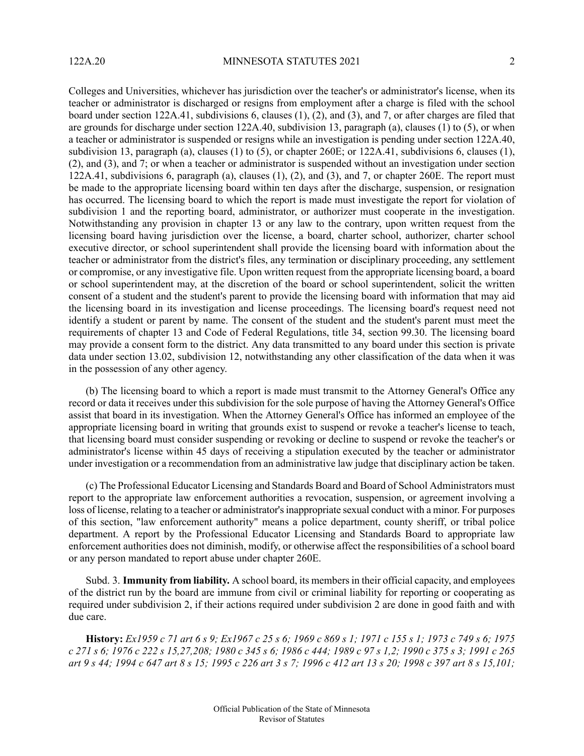Colleges and Universities, whichever has jurisdiction over the teacher's or administrator's license, when its teacher or administrator is discharged or resigns from employment after a charge is filed with the school board under section 122A.41, subdivisions 6, clauses (1), (2), and (3), and 7, or after charges are filed that are grounds for discharge under section 122A.40, subdivision 13, paragraph (a), clauses (1) to (5), or when a teacher or administrator is suspended or resigns while an investigation is pending under section 122A.40, subdivision 13, paragraph (a), clauses (1) to (5), or chapter 260E; or 122A.41, subdivisions 6, clauses (1), (2), and (3), and 7; or when a teacher or administrator is suspended without an investigation under section 122A.41, subdivisions 6, paragraph (a), clauses (1), (2), and (3), and 7, or chapter 260E. The report must be made to the appropriate licensing board within ten days after the discharge, suspension, or resignation has occurred. The licensing board to which the report is made must investigate the report for violation of subdivision 1 and the reporting board, administrator, or authorizer must cooperate in the investigation. Notwithstanding any provision in chapter 13 or any law to the contrary, upon written request from the licensing board having jurisdiction over the license, a board, charter school, authorizer, charter school executive director, or school superintendent shall provide the licensing board with information about the teacher or administrator from the district's files, any termination or disciplinary proceeding, any settlement or compromise, or any investigative file. Upon written request from the appropriate licensing board, a board or school superintendent may, at the discretion of the board or school superintendent, solicit the written consent of a student and the student's parent to provide the licensing board with information that may aid the licensing board in its investigation and license proceedings. The licensing board's request need not identify a student or parent by name. The consent of the student and the student's parent must meet the requirements of chapter 13 and Code of Federal Regulations, title 34, section 99.30. The licensing board may provide a consent form to the district. Any data transmitted to any board under this section is private data under section 13.02, subdivision 12, notwithstanding any other classification of the data when it was in the possession of any other agency.

(b) The licensing board to which a report is made must transmit to the Attorney General's Office any record or data it receives under this subdivision for the sole purpose of having the Attorney General's Office assist that board in its investigation. When the Attorney General's Office has informed an employee of the appropriate licensing board in writing that grounds exist to suspend or revoke a teacher's license to teach, that licensing board must consider suspending or revoking or decline to suspend or revoke the teacher's or administrator's license within 45 days of receiving a stipulation executed by the teacher or administrator under investigation or a recommendation from an administrative law judge that disciplinary action be taken.

(c) The Professional Educator Licensing and Standards Board and Board of School Administrators must report to the appropriate law enforcement authorities a revocation, suspension, or agreement involving a loss of license, relating to a teacher or administrator's inappropriate sexual conduct with a minor. For purposes of this section, "law enforcement authority" means a police department, county sheriff, or tribal police department. A report by the Professional Educator Licensing and Standards Board to appropriate law enforcement authorities does not diminish, modify, or otherwise affect the responsibilities of a school board or any person mandated to report abuse under chapter 260E.

Subd. 3. **Immunity from liability.** A school board, its members in their official capacity, and employees of the district run by the board are immune from civil or criminal liability for reporting or cooperating as required under subdivision 2, if their actions required under subdivision 2 are done in good faith and with due care.

**History:** *Ex1959 c 71 art 6 s 9; Ex1967 c 25 s 6; 1969 c 869 s 1; 1971 c 155 s 1; 1973 c 749 s 6; 1975 c 271 s 6; 1976 c 222 s 15,27,208; 1980 c 345 s 6; 1986 c 444; 1989 c 97 s 1,2; 1990 c 375 s 3; 1991 c 265 art 9 s 44; 1994 c 647 art 8 s 15; 1995 c 226 art 3 s 7; 1996 c 412 art 13 s 20; 1998 c 397 art 8 s 15,101;*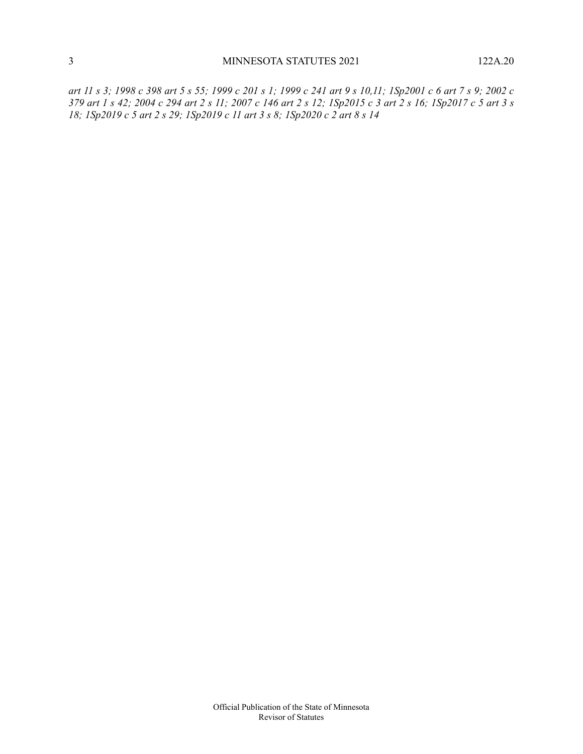*art 11 s 3; 1998 c 398 art 5 s 55; 1999 c 201 s 1; 1999 c 241 art 9 s 10,11; 1Sp2001 c 6 art 7 s 9; 2002 c 379 art 1 s 42; 2004 c 294 art 2 s 11; 2007 c 146 art 2 s 12; 1Sp2015 c 3 art 2 s 16; 1Sp2017 c 5 art 3 s 18; 1Sp2019 c 5 art 2 s 29; 1Sp2019 c 11 art 3 s 8; 1Sp2020 c 2 art 8 s 14*